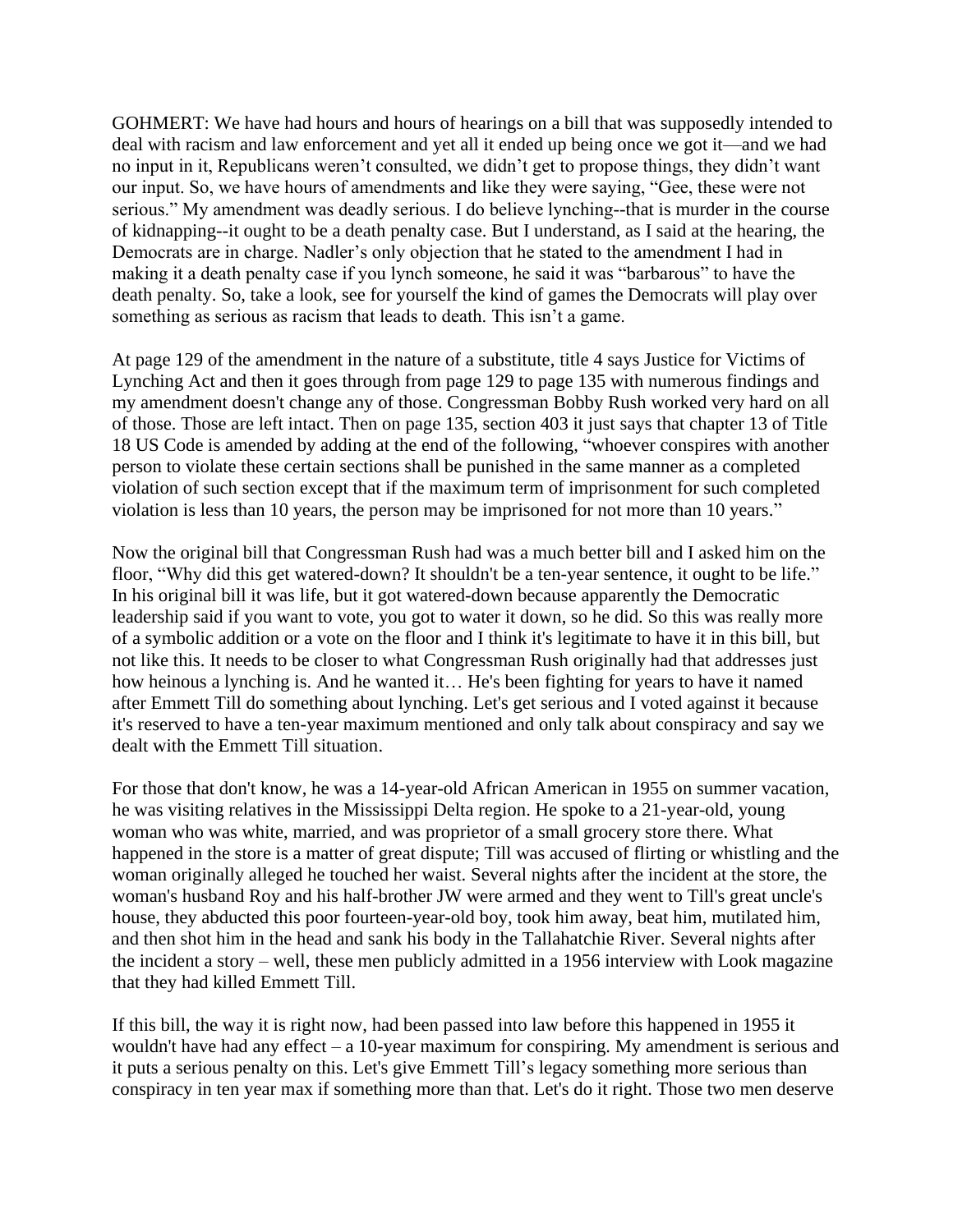GOHMERT: We have had hours and hours of hearings on a bill that was supposedly intended to deal with racism and law enforcement and yet all it ended up being once we got it—and we had no input in it, Republicans weren't consulted, we didn't get to propose things, they didn't want our input. So, we have hours of amendments and like they were saying, "Gee, these were not serious." My amendment was deadly serious. I do believe lynching--that is murder in the course of kidnapping--it ought to be a death penalty case. But I understand, as I said at the hearing, the Democrats are in charge. Nadler's only objection that he stated to the amendment I had in making it a death penalty case if you lynch someone, he said it was "barbarous" to have the death penalty. So, take a look, see for yourself the kind of games the Democrats will play over something as serious as racism that leads to death. This isn't a game.

At page 129 of the amendment in the nature of a substitute, title 4 says Justice for Victims of Lynching Act and then it goes through from page 129 to page 135 with numerous findings and my amendment doesn't change any of those. Congressman Bobby Rush worked very hard on all of those. Those are left intact. Then on page 135, section 403 it just says that chapter 13 of Title 18 US Code is amended by adding at the end of the following, "whoever conspires with another person to violate these certain sections shall be punished in the same manner as a completed violation of such section except that if the maximum term of imprisonment for such completed violation is less than 10 years, the person may be imprisoned for not more than 10 years."

Now the original bill that Congressman Rush had was a much better bill and I asked him on the floor, "Why did this get watered-down? It shouldn't be a ten-year sentence, it ought to be life." In his original bill it was life, but it got watered-down because apparently the Democratic leadership said if you want to vote, you got to water it down, so he did. So this was really more of a symbolic addition or a vote on the floor and I think it's legitimate to have it in this bill, but not like this. It needs to be closer to what Congressman Rush originally had that addresses just how heinous a lynching is. And he wanted it… He's been fighting for years to have it named after Emmett Till do something about lynching. Let's get serious and I voted against it because it's reserved to have a ten-year maximum mentioned and only talk about conspiracy and say we dealt with the Emmett Till situation.

For those that don't know, he was a 14-year-old African American in 1955 on summer vacation, he was visiting relatives in the Mississippi Delta region. He spoke to a 21-year-old, young woman who was white, married, and was proprietor of a small grocery store there. What happened in the store is a matter of great dispute; Till was accused of flirting or whistling and the woman originally alleged he touched her waist. Several nights after the incident at the store, the woman's husband Roy and his half-brother JW were armed and they went to Till's great uncle's house, they abducted this poor fourteen-year-old boy, took him away, beat him, mutilated him, and then shot him in the head and sank his body in the Tallahatchie River. Several nights after the incident a story – well, these men publicly admitted in a 1956 interview with Look magazine that they had killed Emmett Till.

If this bill, the way it is right now, had been passed into law before this happened in 1955 it wouldn't have had any effect – a 10-year maximum for conspiring. My amendment is serious and it puts a serious penalty on this. Let's give Emmett Till's legacy something more serious than conspiracy in ten year max if something more than that. Let's do it right. Those two men deserve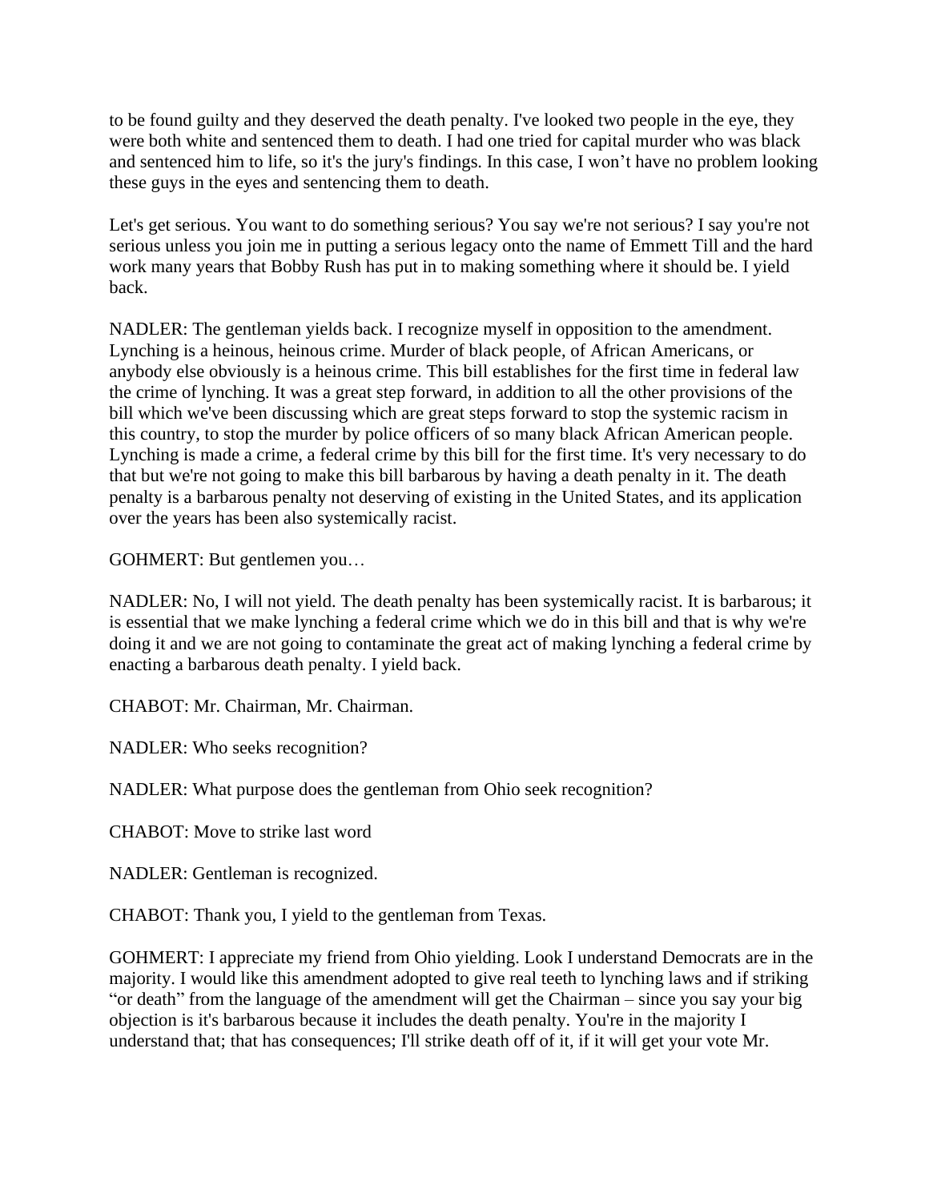to be found guilty and they deserved the death penalty. I've looked two people in the eye, they were both white and sentenced them to death. I had one tried for capital murder who was black and sentenced him to life, so it's the jury's findings. In this case, I won't have no problem looking these guys in the eyes and sentencing them to death.

Let's get serious. You want to do something serious? You say we're not serious? I say you're not serious unless you join me in putting a serious legacy onto the name of Emmett Till and the hard work many years that Bobby Rush has put in to making something where it should be. I yield back.

NADLER: The gentleman yields back. I recognize myself in opposition to the amendment. Lynching is a heinous, heinous crime. Murder of black people, of African Americans, or anybody else obviously is a heinous crime. This bill establishes for the first time in federal law the crime of lynching. It was a great step forward, in addition to all the other provisions of the bill which we've been discussing which are great steps forward to stop the systemic racism in this country, to stop the murder by police officers of so many black African American people. Lynching is made a crime, a federal crime by this bill for the first time. It's very necessary to do that but we're not going to make this bill barbarous by having a death penalty in it. The death penalty is a barbarous penalty not deserving of existing in the United States, and its application over the years has been also systemically racist.

GOHMERT: But gentlemen you…

NADLER: No, I will not yield. The death penalty has been systemically racist. It is barbarous; it is essential that we make lynching a federal crime which we do in this bill and that is why we're doing it and we are not going to contaminate the great act of making lynching a federal crime by enacting a barbarous death penalty. I yield back.

CHABOT: Mr. Chairman, Mr. Chairman.

NADLER: Who seeks recognition?

NADLER: What purpose does the gentleman from Ohio seek recognition?

CHABOT: Move to strike last word

NADLER: Gentleman is recognized.

CHABOT: Thank you, I yield to the gentleman from Texas.

GOHMERT: I appreciate my friend from Ohio yielding. Look I understand Democrats are in the majority. I would like this amendment adopted to give real teeth to lynching laws and if striking "or death" from the language of the amendment will get the Chairman – since you say your big objection is it's barbarous because it includes the death penalty. You're in the majority I understand that; that has consequences; I'll strike death off of it, if it will get your vote Mr.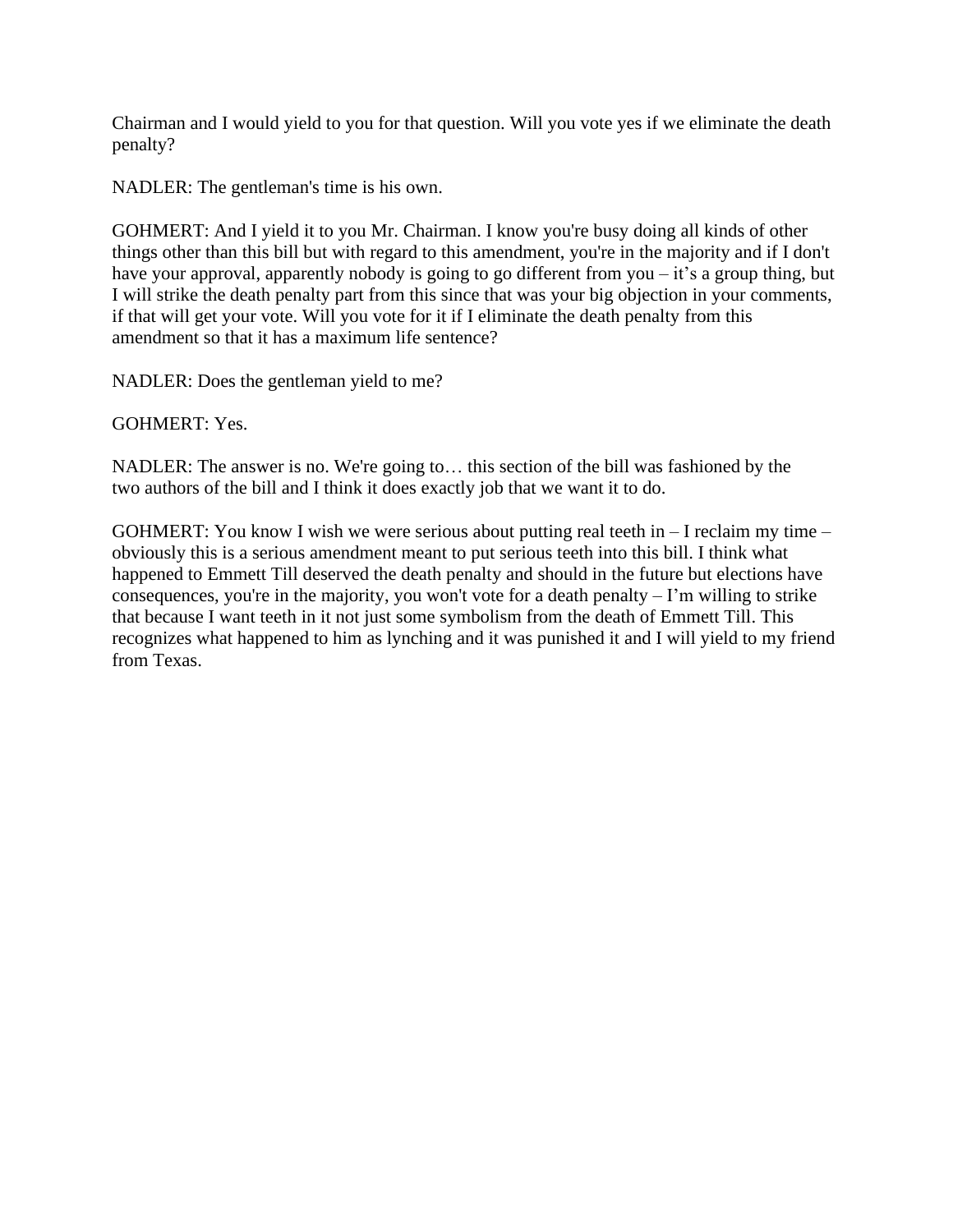Chairman and I would yield to you for that question. Will you vote yes if we eliminate the death penalty?

NADLER: The gentleman's time is his own.

GOHMERT: And I yield it to you Mr. Chairman. I know you're busy doing all kinds of other things other than this bill but with regard to this amendment, you're in the majority and if I don't have your approval, apparently nobody is going to go different from you – it's a group thing, but I will strike the death penalty part from this since that was your big objection in your comments, if that will get your vote. Will you vote for it if I eliminate the death penalty from this amendment so that it has a maximum life sentence?

NADLER: Does the gentleman yield to me?

GOHMERT: Yes.

NADLER: The answer is no. We're going to… this section of the bill was fashioned by the two authors of the bill and I think it does exactly job that we want it to do.

GOHMERT: You know I wish we were serious about putting real teeth in – I reclaim my time – obviously this is a serious amendment meant to put serious teeth into this bill. I think what happened to Emmett Till deserved the death penalty and should in the future but elections have consequences, you're in the majority, you won't vote for a death penalty – I'm willing to strike that because I want teeth in it not just some symbolism from the death of Emmett Till. This recognizes what happened to him as lynching and it was punished it and I will yield to my friend from Texas.